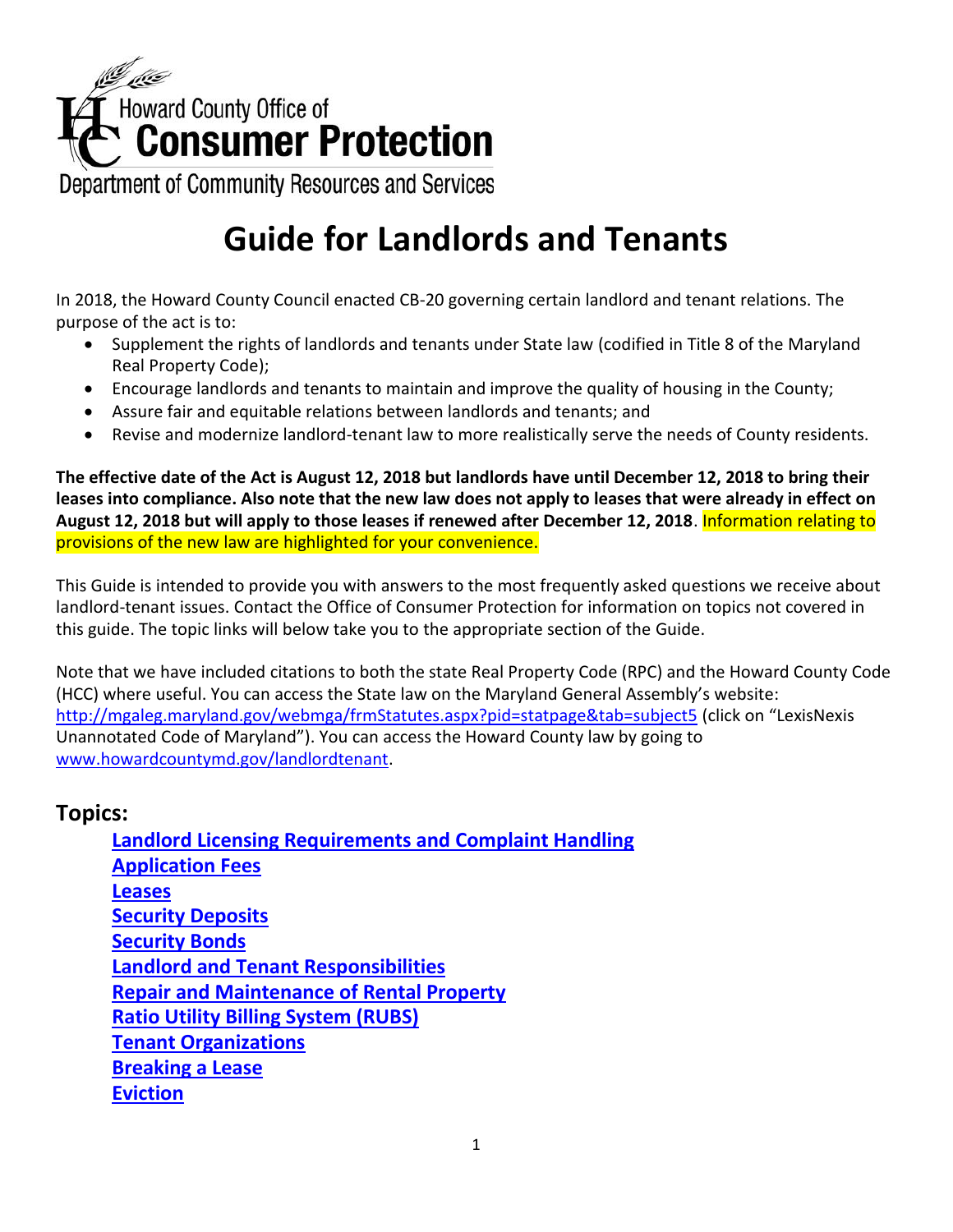Howard County Office of
**Consumer Protection**
Department of Community Resources and Services

# Guide for Landlords and Tenants

In 2018, the Howard County Council enacted CB-20 governing certain landlord and tenant relations. The purpose of the act is to:

- Supplement the rights of landlords and tenants under State law (codified in Title 8 of the Maryland Real Property Code);
- Encourage landlords and tenants to maintain and improve the quality of housing in the County;
- Assure fair and equitable relations between landlords and tenants; and
- Revise and modernize landlord-tenant law to more realistically serve the needs of County residents.

**The effective date of the Act is August 12, 2018 but landlords have until December 12, 2018 to bring their leases into compliance. Also note that the new law does not apply to leases that were already in effect on August 12, 2018 but will apply to those leases if renewed after December 12, 2018**. Information relating to provisions of the new law are highlighted for your convenience.

This Guide is intended to provide you with answers to the most frequently asked questions we receive about landlord-tenant issues. Contact the Office of Consumer Protection for information on topics not covered in this guide. The topic links will below take you to the appropriate section of the Guide.

Note that we have included citations to both the state Real Property Code (RPC) and the Howard County Code (HCC) where useful. You can access the State law on the Maryland General Assembly's website: [http://mgaleg.maryland.gov/webmga/frmStatutes.aspx?pid=statpage&tab=subject5](http://mgaleg.maryland.gov/webmga/frmStatutes.aspx?pid=statpage&tab=subject5) (click on "LexisNexis Unannotated Code of Maryland"). You can access the Howard County law by going to [www.howardcountymd.gov/landlordtenant](www.howardcountymd.gov/landlordtenant).

## Topics:

- **Landlord Licensing Requirements and Complaint Handling**
- **Application Fees**
- **Leases**
- **Security Deposits**
- **Security Bonds**
- **Landlord and Tenant Responsibilities**
- **Repair and Maintenance of Rental Property**
- **Ratio Utility Billing System (RUBS)**
- **Tenant Organizations**
- **Breaking a Lease**
- **Eviction**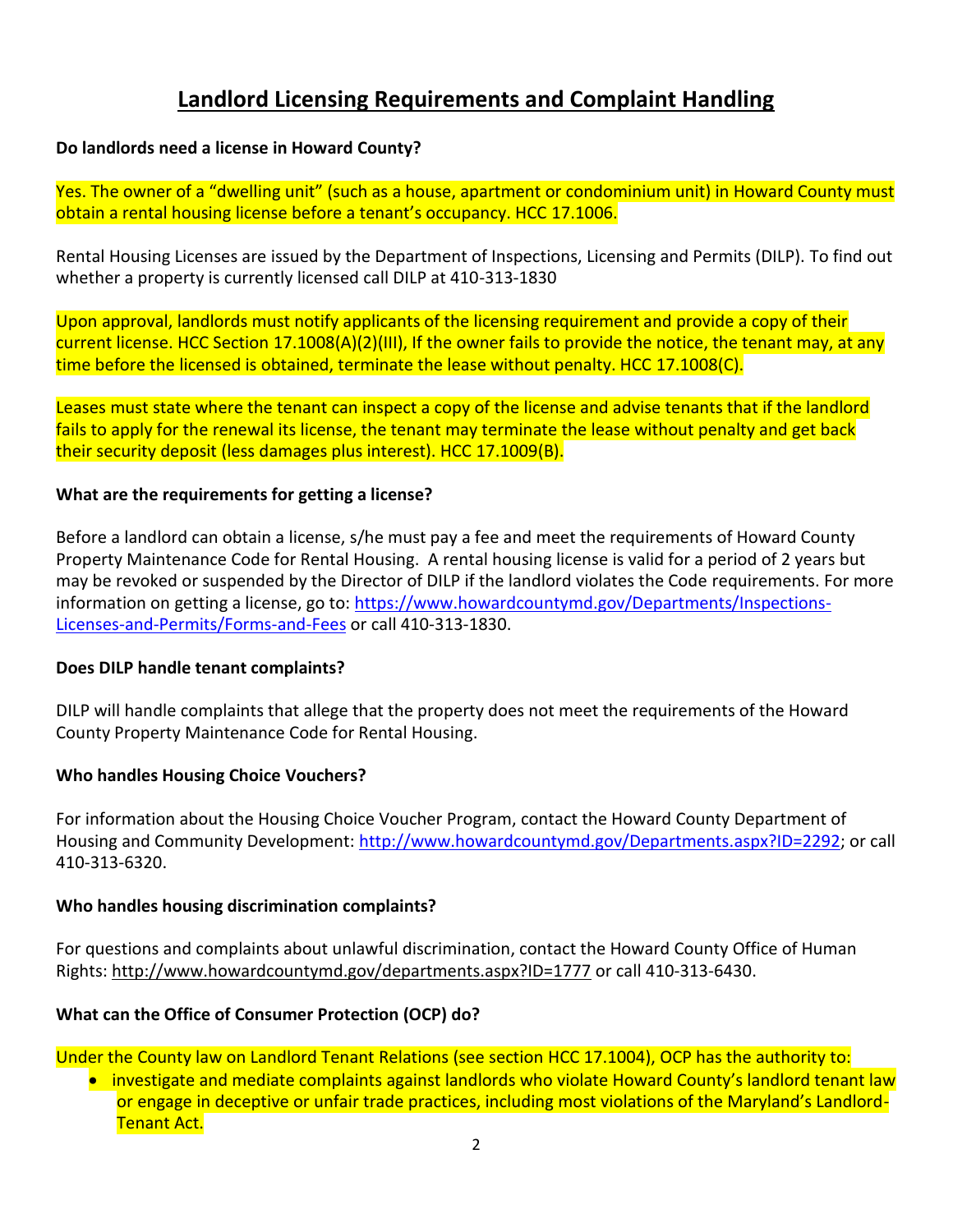## Landlord Licensing Requirements and Complaint Handling

**Do landlords need a license in Howard County?**

Yes. The owner of a "dwelling unit" (such as a house, apartment or condominium unit) in Howard County must obtain a rental housing license before a tenant's occupancy. HCC 17.1006.

Rental Housing Licenses are issued by the Department of Inspections, Licensing and Permits (DILP). To find out whether a property is currently licensed call DILP at 410-313-1830

Upon approval, landlords must notify applicants of the licensing requirement and provide a copy of their current license. HCC Section 17.1008(A)(2)(III), If the owner fails to provide the notice, the tenant may, at any time before the licensed is obtained, terminate the lease without penalty. HCC 17.1008(C).

Leases must state where the tenant can inspect a copy of the license and advise tenants that if the landlord fails to apply for the renewal its license, the tenant may terminate the lease without penalty and get back their security deposit (less damages plus interest). HCC 17.1009(B).

**What are the requirements for getting a license?**

Before a landlord can obtain a license, s/he must pay a fee and meet the requirements of Howard County Property Maintenance Code for Rental Housing. A rental housing license is valid for a period of 2 years but may be revoked or suspended by the Director of DILP if the landlord violates the Code requirements. For more information on getting a license, go to: https://www.howardcountymd.gov/Departments/Inspections-Licenses-and-Permits/Forms-and-Fees or call 410-313-1830.

**Does DILP handle tenant complaints?**

DILP will handle complaints that allege that the property does not meet the requirements of the Howard County Property Maintenance Code for Rental Housing.

**Who handles Housing Choice Vouchers?**

For information about the Housing Choice Voucher Program, contact the Howard County Department of Housing and Community Development: http://www.howardcountymd.gov/Departments.aspx?ID=2292; or call 410-313-6320.

**Who handles housing discrimination complaints?**

For questions and complaints about unlawful discrimination, contact the Howard County Office of Human Rights: http://www.howardcountymd.gov/departments.aspx?ID=1777 or call 410-313-6430.

**What can the Office of Consumer Protection (OCP) do?**

Under the County law on Landlord Tenant Relations (see section HCC 17.1004), OCP has the authority to:

- investigate and mediate complaints against landlords who violate Howard County's landlord tenant law or engage in deceptive or unfair trade practices, including most violations of the Maryland's Landlord-Tenant Act.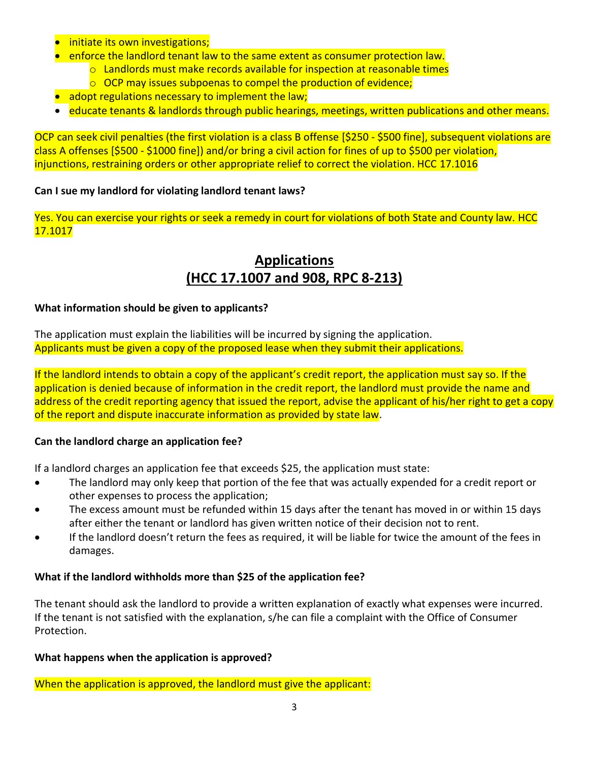- initiate its own investigations;
- enforce the landlord tenant law to the same extent as consumer protection law.
  - Landlords must make records available for inspection at reasonable times
  - OCP may issues subpoenas to compel the production of evidence;
- adopt regulations necessary to implement the law;
- educate tenants & landlords through public hearings, meetings, written publications and other means.

OCP can seek civil penalties (the first violation is a class B offense [$250 - $500 fine], subsequent violations are class A offenses [$500 - $1000 fine]) and/or bring a civil action for fines of up to $500 per violation, injunctions, restraining orders or other appropriate relief to correct the violation. HCC 17.1016

**Can I sue my landlord for violating landlord tenant laws?**

Yes. You can exercise your rights or seek a remedy in court for violations of both State and County law. HCC 17.1017

## Applications (HCC 17.1007 and 908, RPC 8-213)

**What information should be given to applicants?**

The application must explain the liabilities will be incurred by signing the application. Applicants must be given a copy of the proposed lease when they submit their applications.

If the landlord intends to obtain a copy of the applicant's credit report, the application must say so. If the application is denied because of information in the credit report, the landlord must provide the name and address of the credit reporting agency that issued the report, advise the applicant of his/her right to get a copy of the report and dispute inaccurate information as provided by state law.

**Can the landlord charge an application fee?**

If a landlord charges an application fee that exceeds $25, the application must state:

- The landlord may only keep that portion of the fee that was actually expended for a credit report or other expenses to process the application;
- The excess amount must be refunded within 15 days after the tenant has moved in or within 15 days after either the tenant or landlord has given written notice of their decision not to rent.
- If the landlord doesn't return the fees as required, it will be liable for twice the amount of the fees in damages.

**What if the landlord withholds more than $25 of the application fee?**

The tenant should ask the landlord to provide a written explanation of exactly what expenses were incurred. If the tenant is not satisfied with the explanation, s/he can file a complaint with the Office of Consumer Protection.

**What happens when the application is approved?**

When the application is approved, the landlord must give the applicant: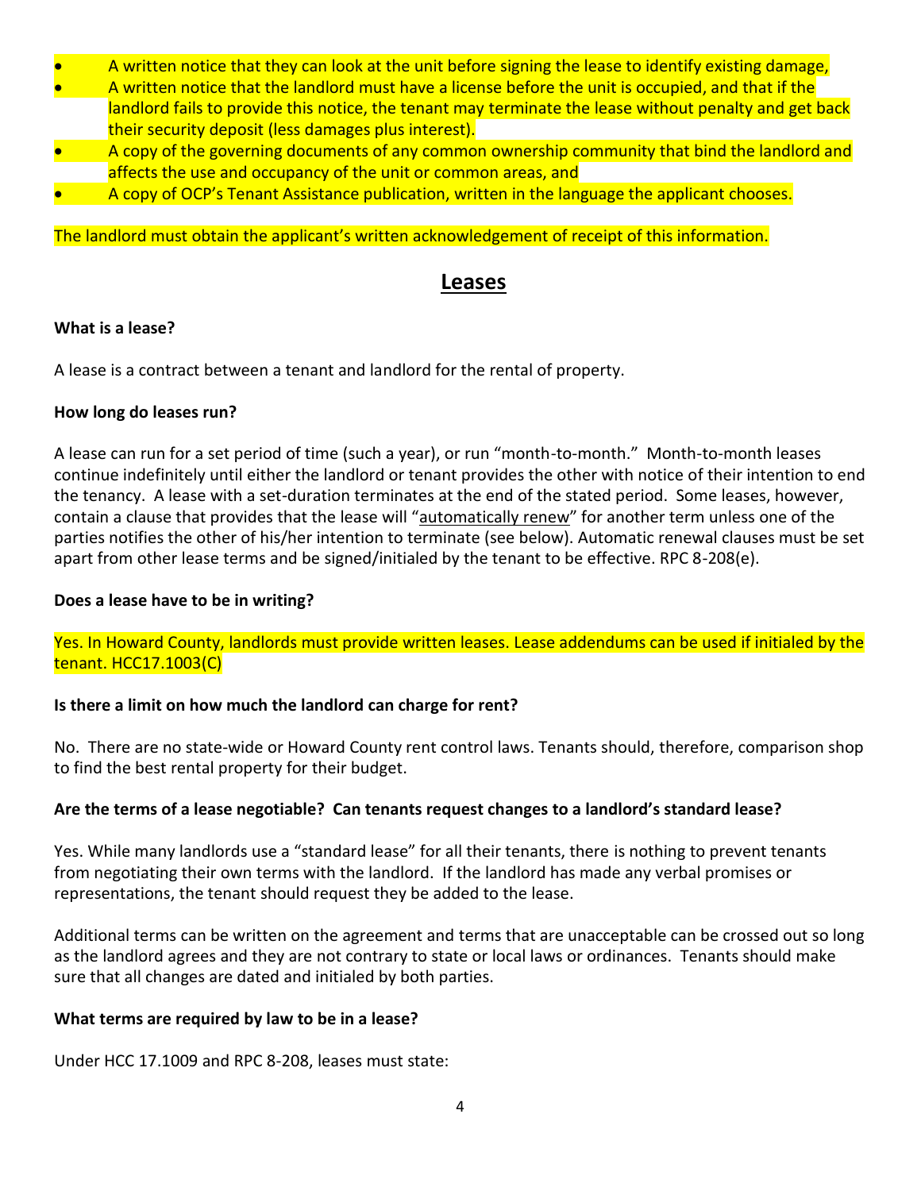- A written notice that they can look at the unit before signing the lease to identify existing damage,
- A written notice that the landlord must have a license before the unit is occupied, and that if the landlord fails to provide this notice, the tenant may terminate the lease without penalty and get back their security deposit (less damages plus interest).
- A copy of the governing documents of any common ownership community that bind the landlord and affects the use and occupancy of the unit or common areas, and
- A copy of OCP's Tenant Assistance publication, written in the language the applicant chooses.

The landlord must obtain the applicant's written acknowledgement of receipt of this information.

## Leases

**What is a lease?**

A lease is a contract between a tenant and landlord for the rental of property.

**How long do leases run?**

A lease can run for a set period of time (such a year), or run "month-to-month." Month-to-month leases continue indefinitely until either the landlord or tenant provides the other with notice of their intention to end the tenancy. A lease with a set-duration terminates at the end of the stated period. Some leases, however, contain a clause that provides that the lease will "automatically renew" for another term unless one of the parties notifies the other of his/her intention to terminate (see below). Automatic renewal clauses must be set apart from other lease terms and be signed/initialed by the tenant to be effective. RPC 8-208(e).

**Does a lease have to be in writing?**

Yes. In Howard County, landlords must provide written leases. Lease addendums can be used if initialed by the tenant. HCC17.1003(C)

**Is there a limit on how much the landlord can charge for rent?**

No. There are no state-wide or Howard County rent control laws. Tenants should, therefore, comparison shop to find the best rental property for their budget.

**Are the terms of a lease negotiable? Can tenants request changes to a landlord's standard lease?**

Yes. While many landlords use a "standard lease" for all their tenants, there is nothing to prevent tenants from negotiating their own terms with the landlord. If the landlord has made any verbal promises or representations, the tenant should request they be added to the lease.

Additional terms can be written on the agreement and terms that are unacceptable can be crossed out so long as the landlord agrees and they are not contrary to state or local laws or ordinances. Tenants should make sure that all changes are dated and initialed by both parties.

**What terms are required by law to be in a lease?**

Under HCC 17.1009 and RPC 8-208, leases must state: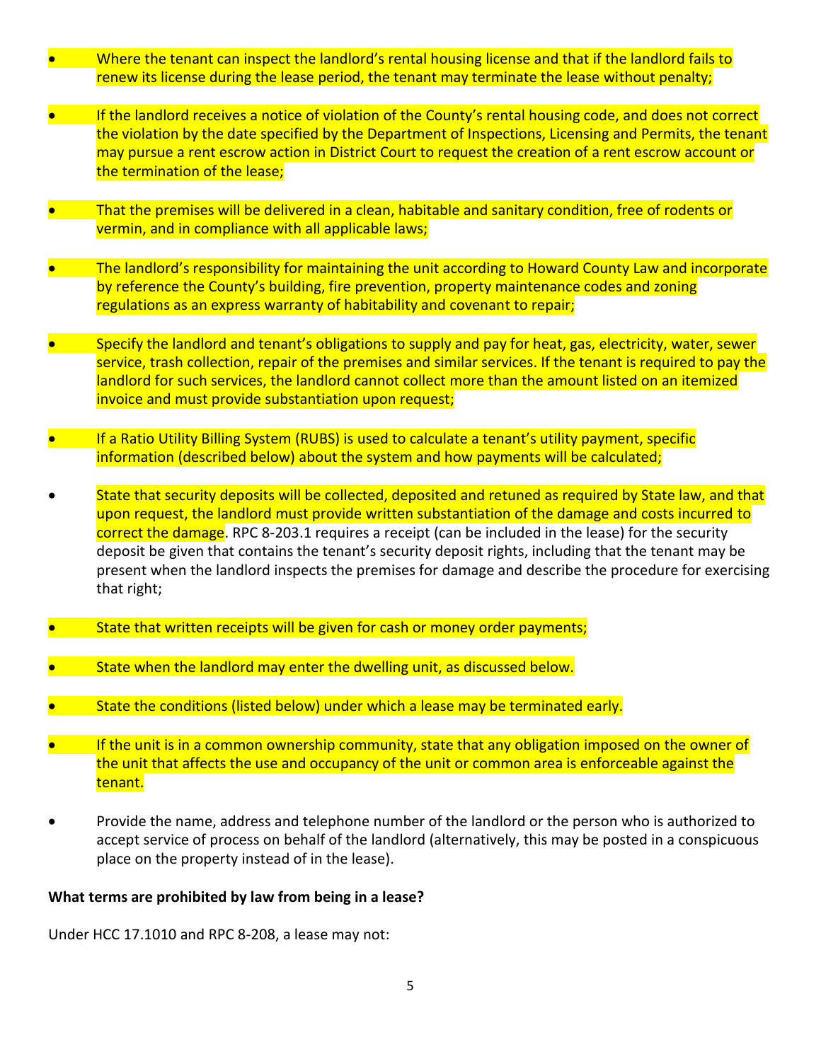- Where the tenant can inspect the landlord's rental housing license and that if the landlord fails to renew its license during the lease period, the tenant may terminate the lease without penalty;

- If the landlord receives a notice of violation of the County's rental housing code, and does not correct the violation by the date specified by the Department of Inspections, Licensing and Permits, the tenant may pursue a rent escrow action in District Court to request the creation of a rent escrow account or the termination of the lease;

- That the premises will be delivered in a clean, habitable and sanitary condition, free of rodents or vermin, and in compliance with all applicable laws;

- The landlord's responsibility for maintaining the unit according to Howard County Law and incorporate by reference the County's building, fire prevention, property maintenance codes and zoning regulations as an express warranty of habitability and covenant to repair;

- Specify the landlord and tenant's obligations to supply and pay for heat, gas, electricity, water, sewer service, trash collection, repair of the premises and similar services. If the tenant is required to pay the landlord for such services, the landlord cannot collect more than the amount listed on an itemized invoice and must provide substantiation upon request;

- If a Ratio Utility Billing System (RUBS) is used to calculate a tenant's utility payment, specific information (described below) about the system and how payments will be calculated;

- State that security deposits will be collected, deposited and retuned as required by State law, and that upon request, the landlord must provide written substantiation of the damage and costs incurred to correct the damage. RPC 8-203.1 requires a receipt (can be included in the lease) for the security deposit be given that contains the tenant's security deposit rights, including that the tenant may be present when the landlord inspects the premises for damage and describe the procedure for exercising that right;

- State that written receipts will be given for cash or money order payments;

- State when the landlord may enter the dwelling unit, as discussed below.

- State the conditions (listed below) under which a lease may be terminated early.

- If the unit is in a common ownership community, state that any obligation imposed on the owner of the unit that affects the use and occupancy of the unit or common area is enforceable against the tenant.

- Provide the name, address and telephone number of the landlord or the person who is authorized to accept service of process on behalf of the landlord (alternatively, this may be posted in a conspicuous place on the property instead of in the lease).

**What terms are prohibited by law from being in a lease?**

Under HCC 17.1010 and RPC 8-208, a lease may not: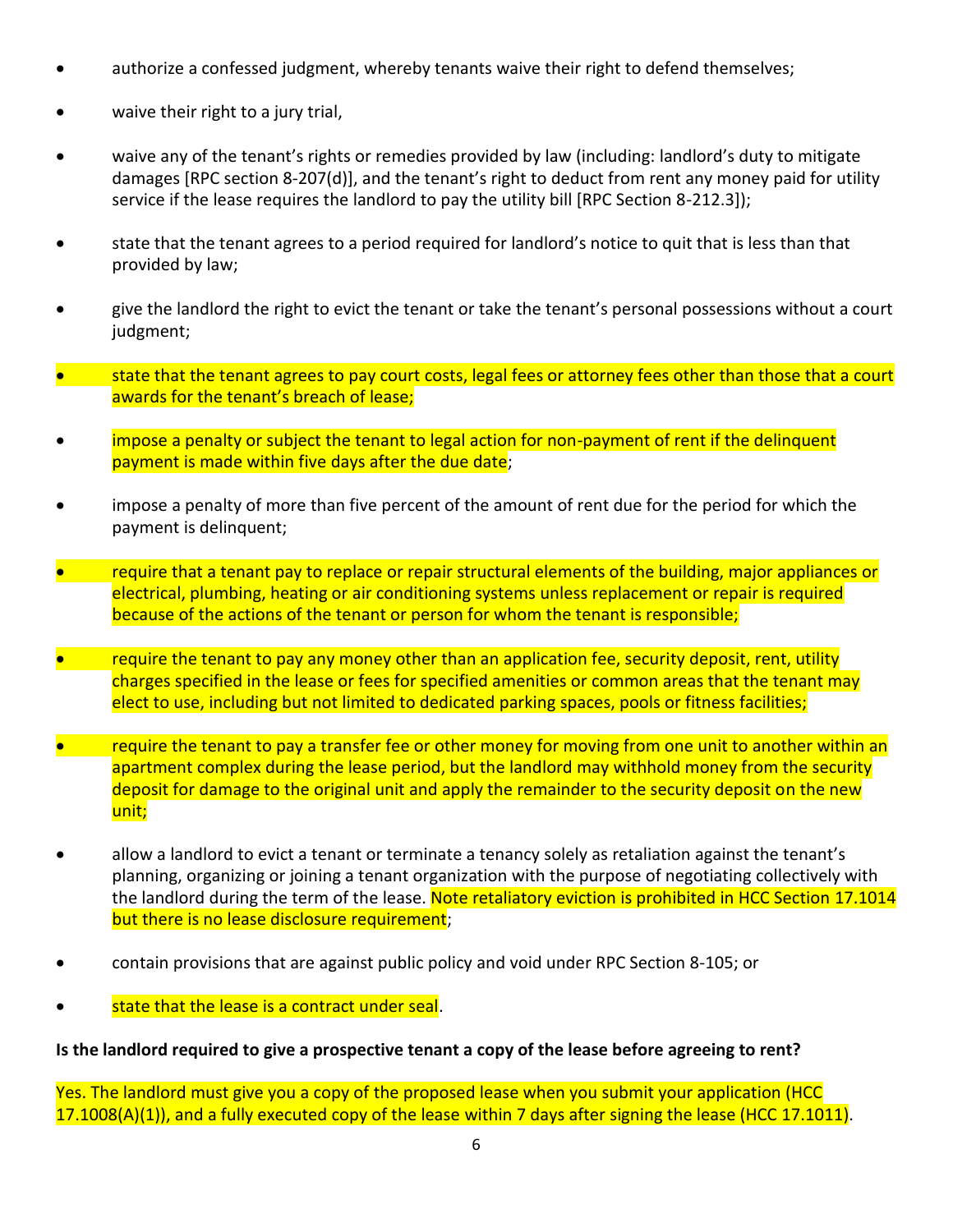- authorize a confessed judgment, whereby tenants waive their right to defend themselves;
- waive their right to a jury trial,
- waive any of the tenant's rights or remedies provided by law (including: landlord's duty to mitigate damages [RPC section 8-207(d)], and the tenant's right to deduct from rent any money paid for utility service if the lease requires the landlord to pay the utility bill [RPC Section 8-212.3]);
- state that the tenant agrees to a period required for landlord's notice to quit that is less than that provided by law;
- give the landlord the right to evict the tenant or take the tenant's personal possessions without a court judgment;
- state that the tenant agrees to pay court costs, legal fees or attorney fees other than those that a court awards for the tenant's breach of lease;
- impose a penalty or subject the tenant to legal action for non-payment of rent if the delinquent payment is made within five days after the due date;
- impose a penalty of more than five percent of the amount of rent due for the period for which the payment is delinquent;
- require that a tenant pay to replace or repair structural elements of the building, major appliances or electrical, plumbing, heating or air conditioning systems unless replacement or repair is required because of the actions of the tenant or person for whom the tenant is responsible;
- require the tenant to pay any money other than an application fee, security deposit, rent, utility charges specified in the lease or fees for specified amenities or common areas that the tenant may elect to use, including but not limited to dedicated parking spaces, pools or fitness facilities;
- require the tenant to pay a transfer fee or other money for moving from one unit to another within an apartment complex during the lease period, but the landlord may withhold money from the security deposit for damage to the original unit and apply the remainder to the security deposit on the new unit;
- allow a landlord to evict a tenant or terminate a tenancy solely as retaliation against the tenant's planning, organizing or joining a tenant organization with the purpose of negotiating collectively with the landlord during the term of the lease. Note retaliatory eviction is prohibited in HCC Section 17.1014 but there is no lease disclosure requirement;
- contain provisions that are against public policy and void under RPC Section 8-105; or
- state that the lease is a contract under seal.

**Is the landlord required to give a prospective tenant a copy of the lease before agreeing to rent?**

Yes. The landlord must give you a copy of the proposed lease when you submit your application (HCC 17.1008(A)(1)), and a fully executed copy of the lease within 7 days after signing the lease (HCC 17.1011).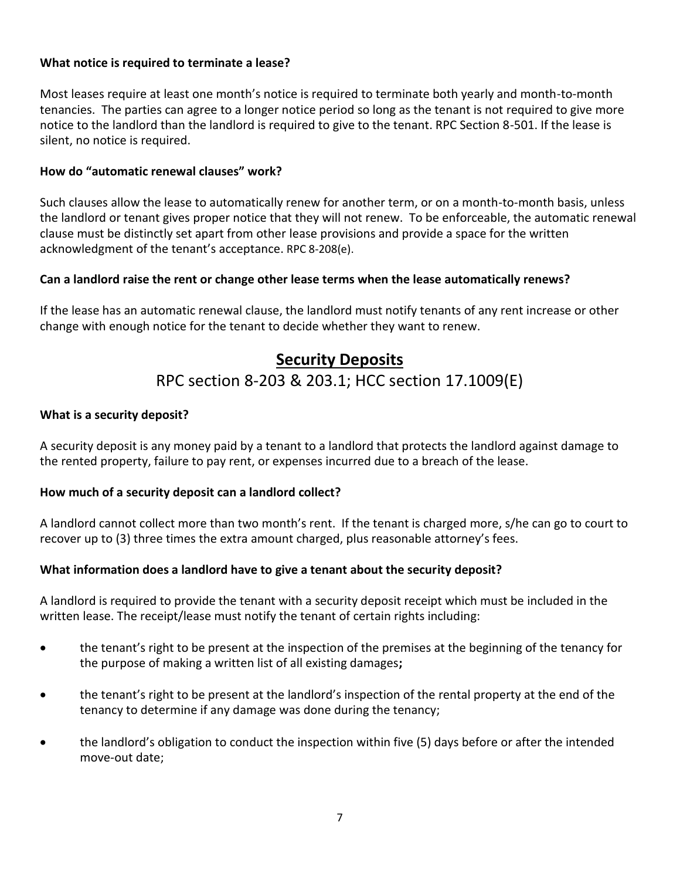**What notice is required to terminate a lease?**

Most leases require at least one month's notice is required to terminate both yearly and month-to-month tenancies. The parties can agree to a longer notice period so long as the tenant is not required to give more notice to the landlord than the landlord is required to give to the tenant. RPC Section 8-501. If the lease is silent, no notice is required.

**How do "automatic renewal clauses" work?**

Such clauses allow the lease to automatically renew for another term, or on a month-to-month basis, unless the landlord or tenant gives proper notice that they will not renew. To be enforceable, the automatic renewal clause must be distinctly set apart from other lease provisions and provide a space for the written acknowledgment of the tenant's acceptance. RPC 8-208(e).

**Can a landlord raise the rent or change other lease terms when the lease automatically renews?**

If the lease has an automatic renewal clause, the landlord must notify tenants of any rent increase or other change with enough notice for the tenant to decide whether they want to renew.

## Security Deposits

RPC section 8-203 & 203.1; HCC section 17.1009(E)

**What is a security deposit?**

A security deposit is any money paid by a tenant to a landlord that protects the landlord against damage to the rented property, failure to pay rent, or expenses incurred due to a breach of the lease.

**How much of a security deposit can a landlord collect?**

A landlord cannot collect more than two month's rent. If the tenant is charged more, s/he can go to court to recover up to (3) three times the extra amount charged, plus reasonable attorney's fees.

**What information does a landlord have to give a tenant about the security deposit?**

A landlord is required to provide the tenant with a security deposit receipt which must be included in the written lease. The receipt/lease must notify the tenant of certain rights including:

- the tenant's right to be present at the inspection of the premises at the beginning of the tenancy for the purpose of making a written list of all existing damages**;**
- the tenant's right to be present at the landlord's inspection of the rental property at the end of the tenancy to determine if any damage was done during the tenancy;
- the landlord's obligation to conduct the inspection within five (5) days before or after the intended move-out date;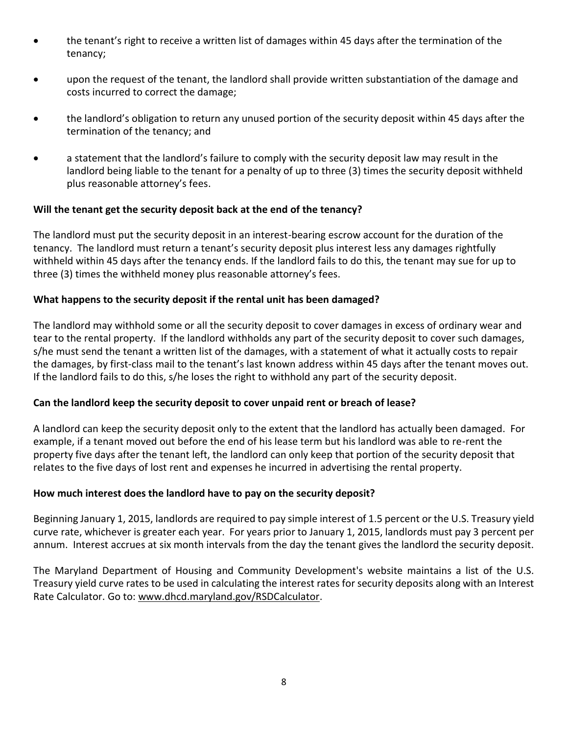- the tenant's right to receive a written list of damages within 45 days after the termination of the tenancy;
- upon the request of the tenant, the landlord shall provide written substantiation of the damage and costs incurred to correct the damage;
- the landlord's obligation to return any unused portion of the security deposit within 45 days after the termination of the tenancy; and
- a statement that the landlord's failure to comply with the security deposit law may result in the landlord being liable to the tenant for a penalty of up to three (3) times the security deposit withheld plus reasonable attorney's fees.

**Will the tenant get the security deposit back at the end of the tenancy?**

The landlord must put the security deposit in an interest-bearing escrow account for the duration of the tenancy. The landlord must return a tenant's security deposit plus interest less any damages rightfully withheld within 45 days after the tenancy ends. If the landlord fails to do this, the tenant may sue for up to three (3) times the withheld money plus reasonable attorney's fees.

**What happens to the security deposit if the rental unit has been damaged?**

The landlord may withhold some or all the security deposit to cover damages in excess of ordinary wear and tear to the rental property. If the landlord withholds any part of the security deposit to cover such damages, s/he must send the tenant a written list of the damages, with a statement of what it actually costs to repair the damages, by first-class mail to the tenant's last known address within 45 days after the tenant moves out. If the landlord fails to do this, s/he loses the right to withhold any part of the security deposit.

**Can the landlord keep the security deposit to cover unpaid rent or breach of lease?**

A landlord can keep the security deposit only to the extent that the landlord has actually been damaged. For example, if a tenant moved out before the end of his lease term but his landlord was able to re-rent the property five days after the tenant left, the landlord can only keep that portion of the security deposit that relates to the five days of lost rent and expenses he incurred in advertising the rental property.

**How much interest does the landlord have to pay on the security deposit?**

Beginning January 1, 2015, landlords are required to pay simple interest of 1.5 percent or the U.S. Treasury yield curve rate, whichever is greater each year. For years prior to January 1, 2015, landlords must pay 3 percent per annum. Interest accrues at six month intervals from the day the tenant gives the landlord the security deposit.

The Maryland Department of Housing and Community Development's website maintains a list of the U.S. Treasury yield curve rates to be used in calculating the interest rates for security deposits along with an Interest Rate Calculator. Go to: www.dhcd.maryland.gov/RSDCalculator.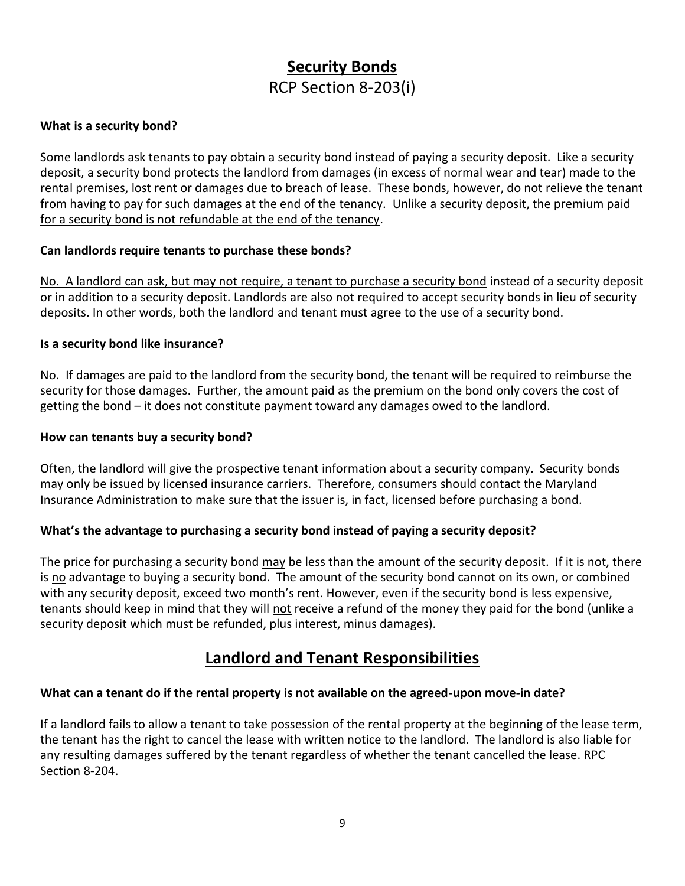## <u>Security Bonds</u>

RCP Section 8-203(i)

**What is a security bond?**

Some landlords ask tenants to pay obtain a security bond instead of paying a security deposit. Like a security deposit, a security bond protects the landlord from damages (in excess of normal wear and tear) made to the rental premises, lost rent or damages due to breach of lease. These bonds, however, do not relieve the tenant from having to pay for such damages at the end of the tenancy. <u>Unlike a security deposit, the premium paid for a security bond is not refundable at the end of the tenancy</u>.

**Can landlords require tenants to purchase these bonds?**

<u>No. A landlord can ask, but may not require, a tenant to purchase a security bond</u> instead of a security deposit or in addition to a security deposit. Landlords are also not required to accept security bonds in lieu of security deposits. In other words, both the landlord and tenant must agree to the use of a security bond.

**Is a security bond like insurance?**

No. If damages are paid to the landlord from the security bond, the tenant will be required to reimburse the security for those damages. Further, the amount paid as the premium on the bond only covers the cost of getting the bond – it does not constitute payment toward any damages owed to the landlord.

**How can tenants buy a security bond?**

Often, the landlord will give the prospective tenant information about a security company. Security bonds may only be issued by licensed insurance carriers. Therefore, consumers should contact the Maryland Insurance Administration to make sure that the issuer is, in fact, licensed before purchasing a bond.

**What's the advantage to purchasing a security bond instead of paying a security deposit?**

The price for purchasing a security bond <u>may</u> be less than the amount of the security deposit. If it is not, there is <u>no</u> advantage to buying a security bond. The amount of the security bond cannot on its own, or combined with any security deposit, exceed two month's rent. However, even if the security bond is less expensive, tenants should keep in mind that they will <u>not</u> receive a refund of the money they paid for the bond (unlike a security deposit which must be refunded, plus interest, minus damages).

## <u>Landlord and Tenant Responsibilities</u>

**What can a tenant do if the rental property is not available on the agreed-upon move-in date?**

If a landlord fails to allow a tenant to take possession of the rental property at the beginning of the lease term, the tenant has the right to cancel the lease with written notice to the landlord. The landlord is also liable for any resulting damages suffered by the tenant regardless of whether the tenant cancelled the lease. RPC Section 8-204.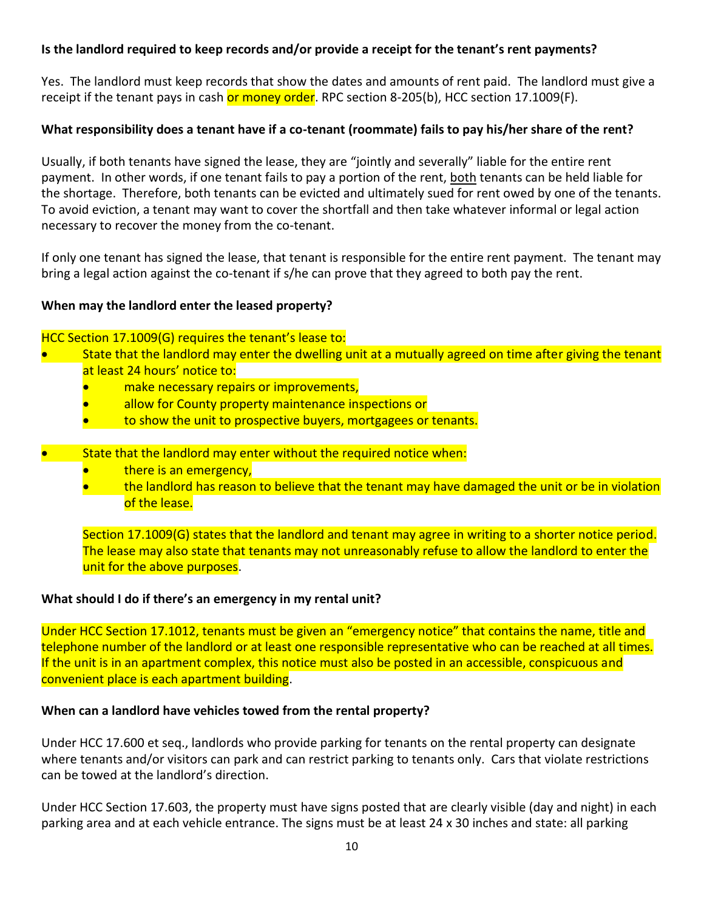**Is the landlord required to keep records and/or provide a receipt for the tenant's rent payments?**

Yes. The landlord must keep records that show the dates and amounts of rent paid. The landlord must give a receipt if the tenant pays in cash or money order. RPC section 8-205(b), HCC section 17.1009(F).

**What responsibility does a tenant have if a co-tenant (roommate) fails to pay his/her share of the rent?**

Usually, if both tenants have signed the lease, they are "jointly and severally" liable for the entire rent payment. In other words, if one tenant fails to pay a portion of the rent, both tenants can be held liable for the shortage. Therefore, both tenants can be evicted and ultimately sued for rent owed by one of the tenants. To avoid eviction, a tenant may want to cover the shortfall and then take whatever informal or legal action necessary to recover the money from the co-tenant.

If only one tenant has signed the lease, that tenant is responsible for the entire rent payment. The tenant may bring a legal action against the co-tenant if s/he can prove that they agreed to both pay the rent.

**When may the landlord enter the leased property?**

HCC Section 17.1009(G) requires the tenant's lease to:

- State that the landlord may enter the dwelling unit at a mutually agreed on time after giving the tenant at least 24 hours' notice to:
  - make necessary repairs or improvements,
  - allow for County property maintenance inspections or
  - to show the unit to prospective buyers, mortgagees or tenants.
- State that the landlord may enter without the required notice when:
  - there is an emergency,
  - the landlord has reason to believe that the tenant may have damaged the unit or be in violation of the lease.

  Section 17.1009(G) states that the landlord and tenant may agree in writing to a shorter notice period. The lease may also state that tenants may not unreasonably refuse to allow the landlord to enter the unit for the above purposes.

**What should I do if there's an emergency in my rental unit?**

Under HCC Section 17.1012, tenants must be given an "emergency notice" that contains the name, title and telephone number of the landlord or at least one responsible representative who can be reached at all times. If the unit is in an apartment complex, this notice must also be posted in an accessible, conspicuous and convenient place is each apartment building.

**When can a landlord have vehicles towed from the rental property?**

Under HCC 17.600 et seq., landlords who provide parking for tenants on the rental property can designate where tenants and/or visitors can park and can restrict parking to tenants only. Cars that violate restrictions can be towed at the landlord's direction.

Under HCC Section 17.603, the property must have signs posted that are clearly visible (day and night) in each parking area and at each vehicle entrance. The signs must be at least 24 x 30 inches and state: all parking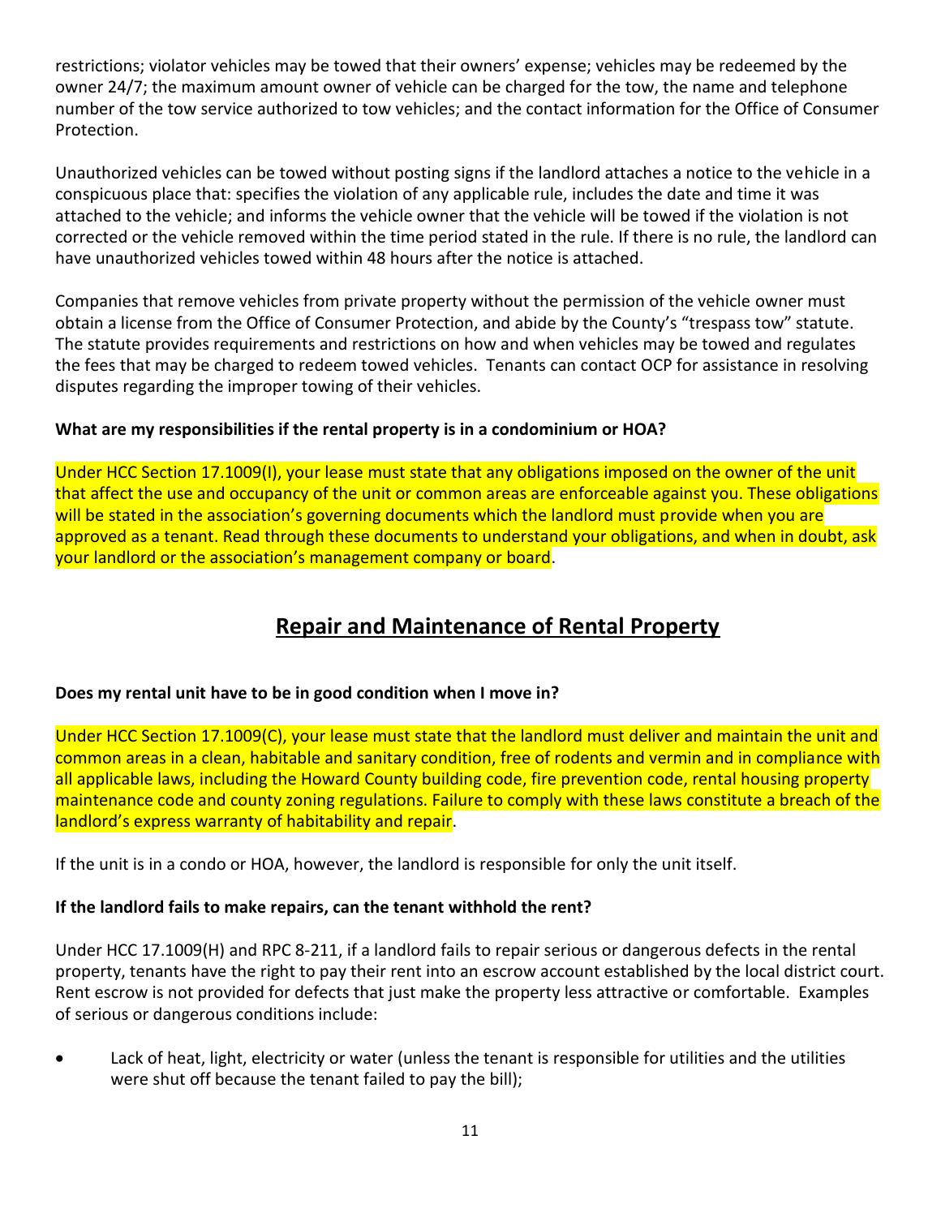restrictions; violator vehicles may be towed that their owners' expense; vehicles may be redeemed by the owner 24/7; the maximum amount owner of vehicle can be charged for the tow, the name and telephone number of the tow service authorized to tow vehicles; and the contact information for the Office of Consumer Protection.

Unauthorized vehicles can be towed without posting signs if the landlord attaches a notice to the vehicle in a conspicuous place that: specifies the violation of any applicable rule, includes the date and time it was attached to the vehicle; and informs the vehicle owner that the vehicle will be towed if the violation is not corrected or the vehicle removed within the time period stated in the rule. If there is no rule, the landlord can have unauthorized vehicles towed within 48 hours after the notice is attached.

Companies that remove vehicles from private property without the permission of the vehicle owner must obtain a license from the Office of Consumer Protection, and abide by the County's "trespass tow" statute. The statute provides requirements and restrictions on how and when vehicles may be towed and regulates the fees that may be charged to redeem towed vehicles. Tenants can contact OCP for assistance in resolving disputes regarding the improper towing of their vehicles.

**What are my responsibilities if the rental property is in a condominium or HOA?**

Under HCC Section 17.1009(I), your lease must state that any obligations imposed on the owner of the unit that affect the use and occupancy of the unit or common areas are enforceable against you. These obligations will be stated in the association's governing documents which the landlord must provide when you are approved as a tenant. Read through these documents to understand your obligations, and when in doubt, ask your landlord or the association's management company or board.

## Repair and Maintenance of Rental Property

**Does my rental unit have to be in good condition when I move in?**

Under HCC Section 17.1009(C), your lease must state that the landlord must deliver and maintain the unit and common areas in a clean, habitable and sanitary condition, free of rodents and vermin and in compliance with all applicable laws, including the Howard County building code, fire prevention code, rental housing property maintenance code and county zoning regulations. Failure to comply with these laws constitute a breach of the landlord's express warranty of habitability and repair.

If the unit is in a condo or HOA, however, the landlord is responsible for only the unit itself.

**If the landlord fails to make repairs, can the tenant withhold the rent?**

Under HCC 17.1009(H) and RPC 8-211, if a landlord fails to repair serious or dangerous defects in the rental property, tenants have the right to pay their rent into an escrow account established by the local district court. Rent escrow is not provided for defects that just make the property less attractive or comfortable. Examples of serious or dangerous conditions include:

- Lack of heat, light, electricity or water (unless the tenant is responsible for utilities and the utilities were shut off because the tenant failed to pay the bill);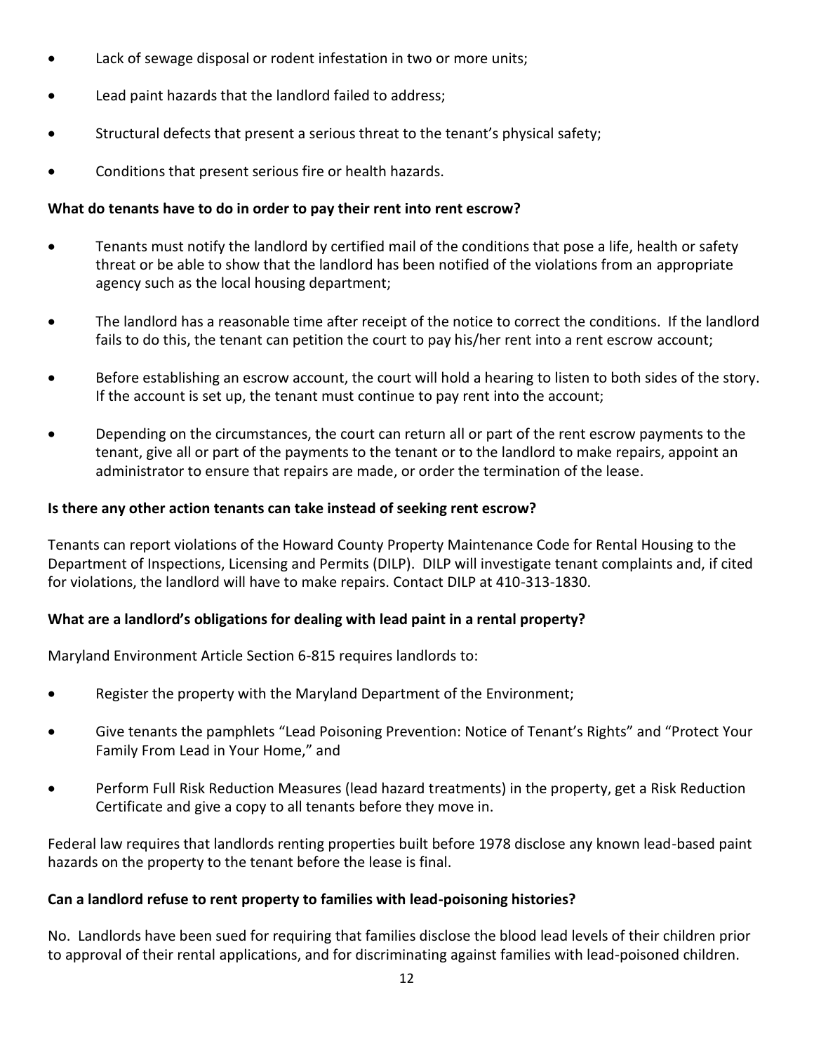- Lack of sewage disposal or rodent infestation in two or more units;
- Lead paint hazards that the landlord failed to address;
- Structural defects that present a serious threat to the tenant's physical safety;
- Conditions that present serious fire or health hazards.

**What do tenants have to do in order to pay their rent into rent escrow?**

- Tenants must notify the landlord by certified mail of the conditions that pose a life, health or safety threat or be able to show that the landlord has been notified of the violations from an appropriate agency such as the local housing department;
- The landlord has a reasonable time after receipt of the notice to correct the conditions. If the landlord fails to do this, the tenant can petition the court to pay his/her rent into a rent escrow account;
- Before establishing an escrow account, the court will hold a hearing to listen to both sides of the story. If the account is set up, the tenant must continue to pay rent into the account;
- Depending on the circumstances, the court can return all or part of the rent escrow payments to the tenant, give all or part of the payments to the tenant or to the landlord to make repairs, appoint an administrator to ensure that repairs are made, or order the termination of the lease.

**Is there any other action tenants can take instead of seeking rent escrow?**

Tenants can report violations of the Howard County Property Maintenance Code for Rental Housing to the Department of Inspections, Licensing and Permits (DILP). DILP will investigate tenant complaints and, if cited for violations, the landlord will have to make repairs. Contact DILP at 410-313-1830.

**What are a landlord's obligations for dealing with lead paint in a rental property?**

Maryland Environment Article Section 6-815 requires landlords to:

- Register the property with the Maryland Department of the Environment;
- Give tenants the pamphlets "Lead Poisoning Prevention: Notice of Tenant's Rights" and "Protect Your Family From Lead in Your Home," and
- Perform Full Risk Reduction Measures (lead hazard treatments) in the property, get a Risk Reduction Certificate and give a copy to all tenants before they move in.

Federal law requires that landlords renting properties built before 1978 disclose any known lead-based paint hazards on the property to the tenant before the lease is final.

**Can a landlord refuse to rent property to families with lead-poisoning histories?**

No. Landlords have been sued for requiring that families disclose the blood lead levels of their children prior to approval of their rental applications, and for discriminating against families with lead-poisoned children.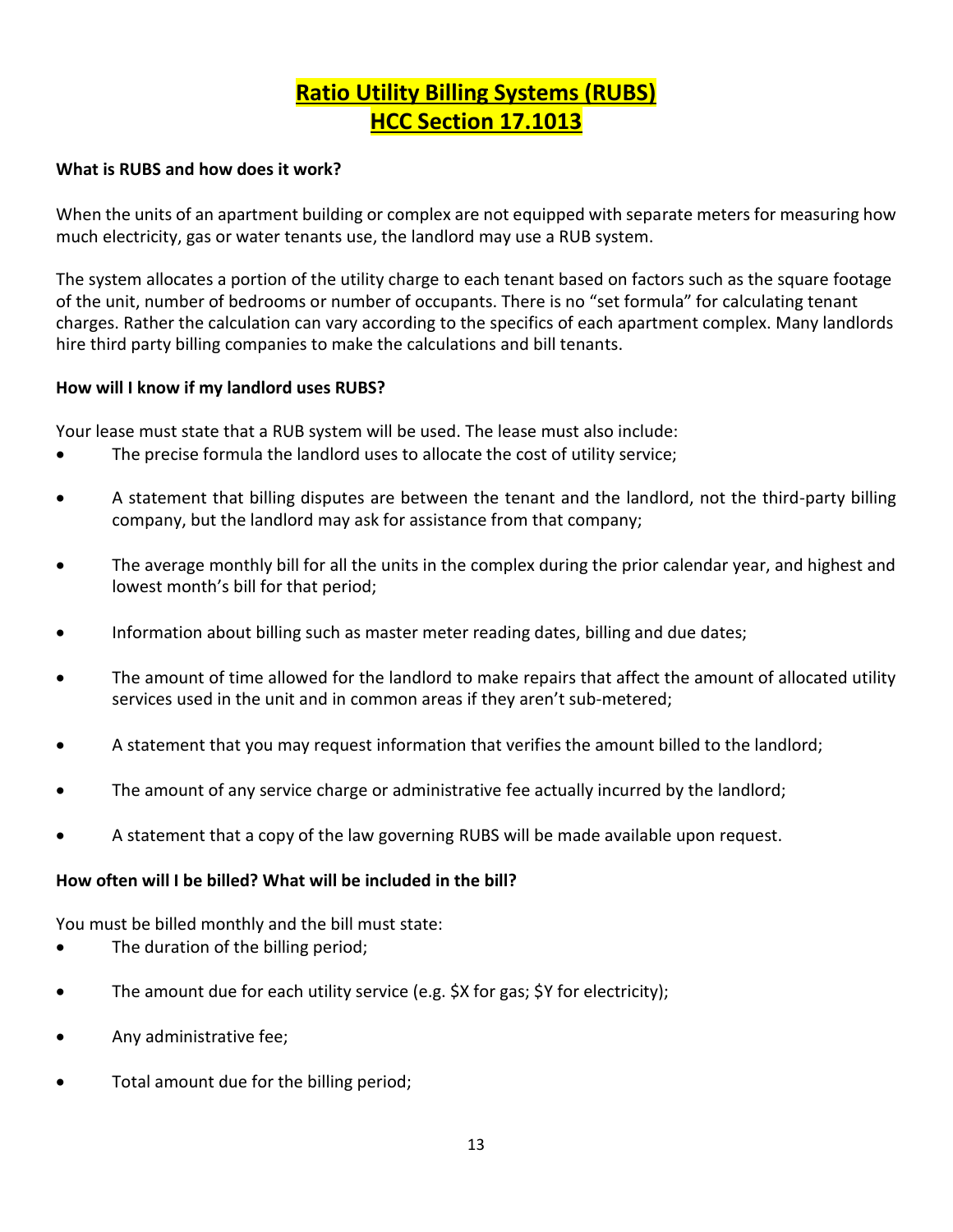# Ratio Utility Billing Systems (RUBS)
# HCC Section 17.1013

**What is RUBS and how does it work?**

When the units of an apartment building or complex are not equipped with separate meters for measuring how much electricity, gas or water tenants use, the landlord may use a RUB system.

The system allocates a portion of the utility charge to each tenant based on factors such as the square footage of the unit, number of bedrooms or number of occupants. There is no "set formula" for calculating tenant charges. Rather the calculation can vary according to the specifics of each apartment complex. Many landlords hire third party billing companies to make the calculations and bill tenants.

**How will I know if my landlord uses RUBS?**

Your lease must state that a RUB system will be used. The lease must also include:

- The precise formula the landlord uses to allocate the cost of utility service;
- A statement that billing disputes are between the tenant and the landlord, not the third-party billing company, but the landlord may ask for assistance from that company;
- The average monthly bill for all the units in the complex during the prior calendar year, and highest and lowest month's bill for that period;
- Information about billing such as master meter reading dates, billing and due dates;
- The amount of time allowed for the landlord to make repairs that affect the amount of allocated utility services used in the unit and in common areas if they aren't sub-metered;
- A statement that you may request information that verifies the amount billed to the landlord;
- The amount of any service charge or administrative fee actually incurred by the landlord;
- A statement that a copy of the law governing RUBS will be made available upon request.

**How often will I be billed? What will be included in the bill?**

You must be billed monthly and the bill must state:

- The duration of the billing period;
- The amount due for each utility service (e.g. $X for gas; $Y for electricity);
- Any administrative fee;
- Total amount due for the billing period;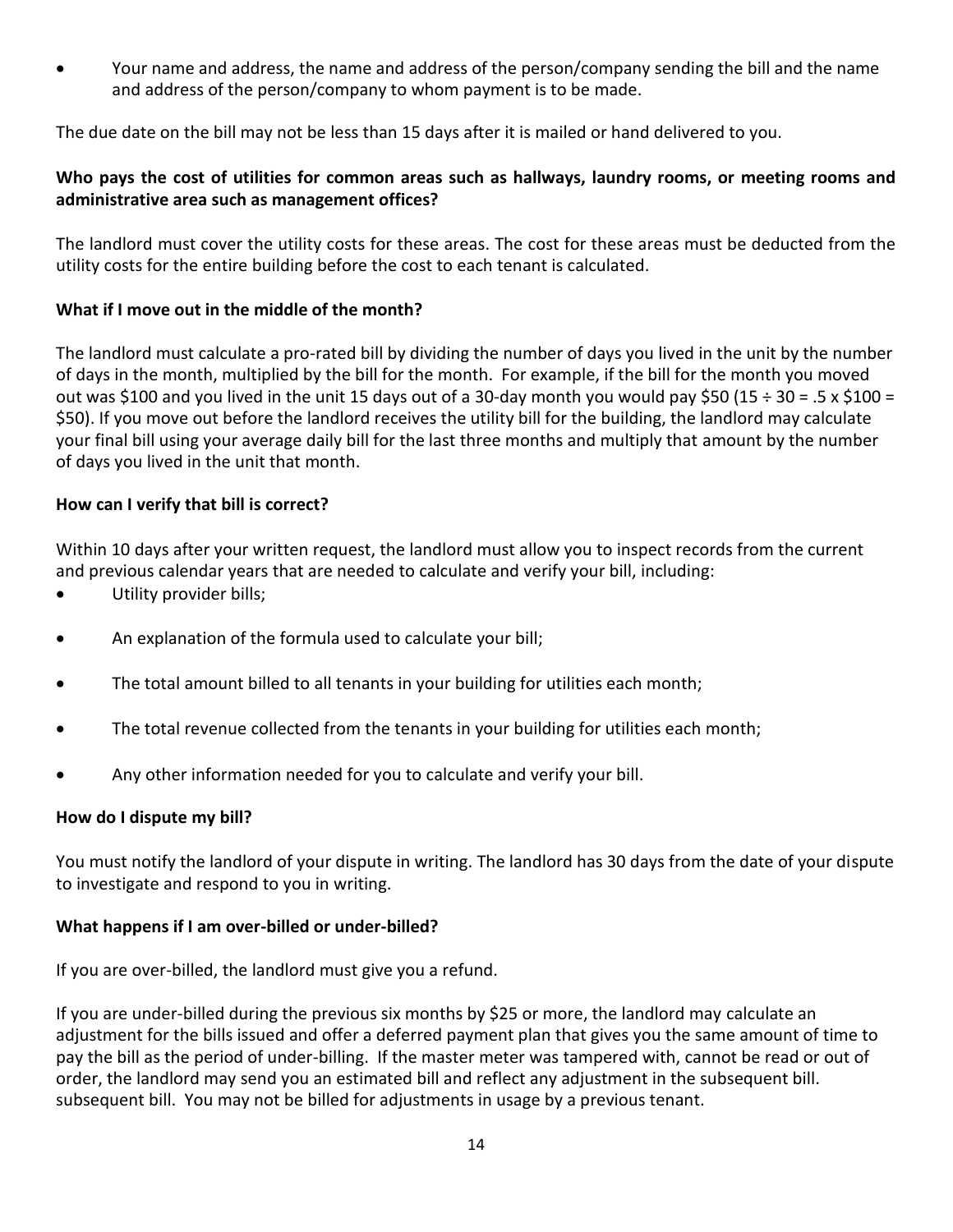- Your name and address, the name and address of the person/company sending the bill and the name and address of the person/company to whom payment is to be made.

The due date on the bill may not be less than 15 days after it is mailed or hand delivered to you.

**Who pays the cost of utilities for common areas such as hallways, laundry rooms, or meeting rooms and administrative area such as management offices?**

The landlord must cover the utility costs for these areas. The cost for these areas must be deducted from the utility costs for the entire building before the cost to each tenant is calculated.

**What if I move out in the middle of the month?**

The landlord must calculate a pro-rated bill by dividing the number of days you lived in the unit by the number of days in the month, multiplied by the bill for the month. For example, if the bill for the month you moved out was $100 and you lived in the unit 15 days out of a 30-day month you would pay $50 (15 ÷ 30 = .5 x $100 = $50). If you move out before the landlord receives the utility bill for the building, the landlord may calculate your final bill using your average daily bill for the last three months and multiply that amount by the number of days you lived in the unit that month.

**How can I verify that bill is correct?**

Within 10 days after your written request, the landlord must allow you to inspect records from the current and previous calendar years that are needed to calculate and verify your bill, including:

- Utility provider bills;
- An explanation of the formula used to calculate your bill;
- The total amount billed to all tenants in your building for utilities each month;
- The total revenue collected from the tenants in your building for utilities each month;
- Any other information needed for you to calculate and verify your bill.

**How do I dispute my bill?**

You must notify the landlord of your dispute in writing. The landlord has 30 days from the date of your dispute to investigate and respond to you in writing.

**What happens if I am over-billed or under-billed?**

If you are over-billed, the landlord must give you a refund.

If you are under-billed during the previous six months by $25 or more, the landlord may calculate an adjustment for the bills issued and offer a deferred payment plan that gives you the same amount of time to pay the bill as the period of under-billing. If the master meter was tampered with, cannot be read or out of order, the landlord may send you an estimated bill and reflect any adjustment in the subsequent bill. subsequent bill. You may not be billed for adjustments in usage by a previous tenant.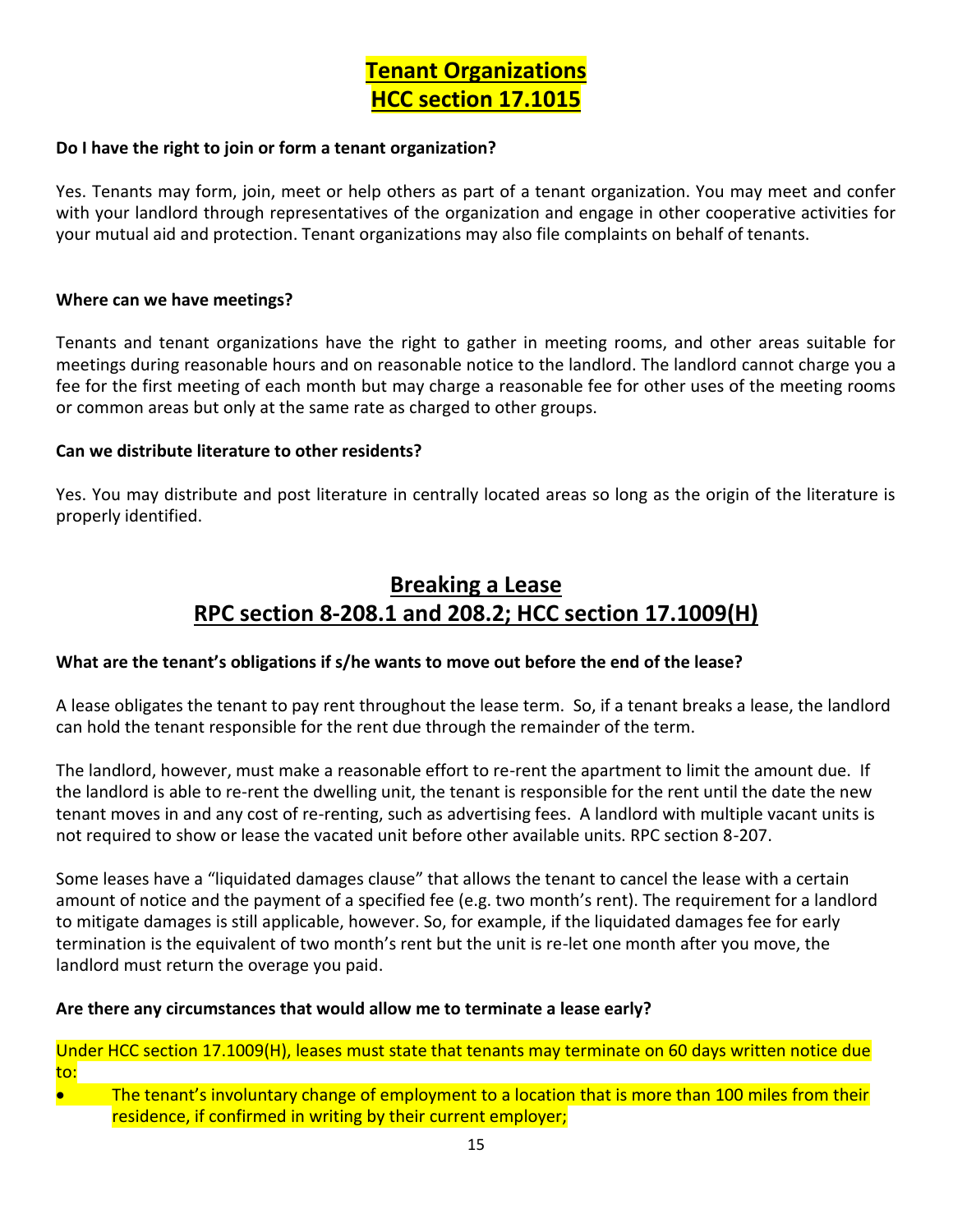## Tenant Organizations
## HCC section 17.1015

**Do I have the right to join or form a tenant organization?**

Yes. Tenants may form, join, meet or help others as part of a tenant organization. You may meet and confer with your landlord through representatives of the organization and engage in other cooperative activities for your mutual aid and protection. Tenant organizations may also file complaints on behalf of tenants.

**Where can we have meetings?**

Tenants and tenant organizations have the right to gather in meeting rooms, and other areas suitable for meetings during reasonable hours and on reasonable notice to the landlord. The landlord cannot charge you a fee for the first meeting of each month but may charge a reasonable fee for other uses of the meeting rooms or common areas but only at the same rate as charged to other groups.

**Can we distribute literature to other residents?**

Yes. You may distribute and post literature in centrally located areas so long as the origin of the literature is properly identified.

## Breaking a Lease
## RPC section 8-208.1 and 208.2; HCC section 17.1009(H)

**What are the tenant's obligations if s/he wants to move out before the end of the lease?**

A lease obligates the tenant to pay rent throughout the lease term. So, if a tenant breaks a lease, the landlord can hold the tenant responsible for the rent due through the remainder of the term.

The landlord, however, must make a reasonable effort to re-rent the apartment to limit the amount due. If the landlord is able to re-rent the dwelling unit, the tenant is responsible for the rent until the date the new tenant moves in and any cost of re-renting, such as advertising fees. A landlord with multiple vacant units is not required to show or lease the vacated unit before other available units. RPC section 8-207.

Some leases have a "liquidated damages clause" that allows the tenant to cancel the lease with a certain amount of notice and the payment of a specified fee (e.g. two month's rent). The requirement for a landlord to mitigate damages is still applicable, however. So, for example, if the liquidated damages fee for early termination is the equivalent of two month's rent but the unit is re-let one month after you move, the landlord must return the overage you paid.

**Are there any circumstances that would allow me to terminate a lease early?**

Under HCC section 17.1009(H), leases must state that tenants may terminate on 60 days written notice due to:

- The tenant's involuntary change of employment to a location that is more than 100 miles from their residence, if confirmed in writing by their current employer;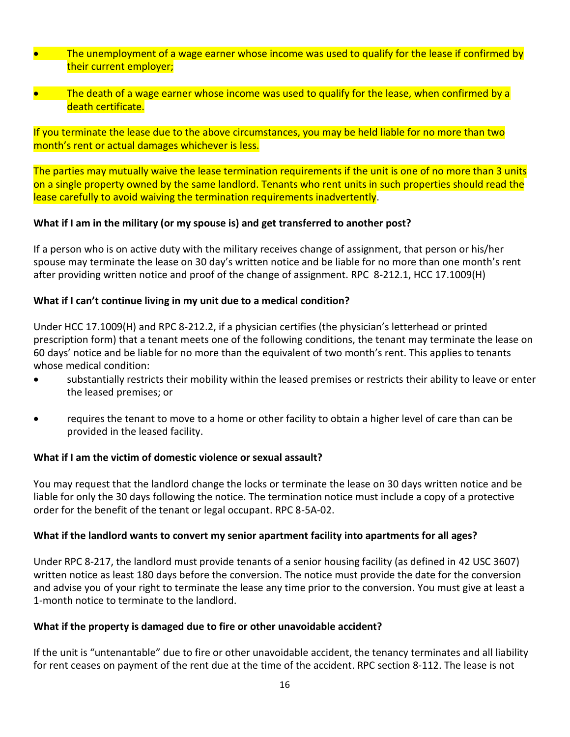- The unemployment of a wage earner whose income was used to qualify for the lease if confirmed by their current employer;
- The death of a wage earner whose income was used to qualify for the lease, when confirmed by a death certificate.

If you terminate the lease due to the above circumstances, you may be held liable for no more than two month's rent or actual damages whichever is less.

The parties may mutually waive the lease termination requirements if the unit is one of no more than 3 units on a single property owned by the same landlord. Tenants who rent units in such properties should read the lease carefully to avoid waiving the termination requirements inadvertently.

**What if I am in the military (or my spouse is) and get transferred to another post?**

If a person who is on active duty with the military receives change of assignment, that person or his/her spouse may terminate the lease on 30 day's written notice and be liable for no more than one month's rent after providing written notice and proof of the change of assignment. RPC 8-212.1, HCC 17.1009(H)

**What if I can't continue living in my unit due to a medical condition?**

Under HCC 17.1009(H) and RPC 8-212.2, if a physician certifies (the physician's letterhead or printed prescription form) that a tenant meets one of the following conditions, the tenant may terminate the lease on 60 days' notice and be liable for no more than the equivalent of two month's rent. This applies to tenants whose medical condition:

- substantially restricts their mobility within the leased premises or restricts their ability to leave or enter the leased premises; or
- requires the tenant to move to a home or other facility to obtain a higher level of care than can be provided in the leased facility.

**What if I am the victim of domestic violence or sexual assault?**

You may request that the landlord change the locks or terminate the lease on 30 days written notice and be liable for only the 30 days following the notice. The termination notice must include a copy of a protective order for the benefit of the tenant or legal occupant. RPC 8-5A-02.

**What if the landlord wants to convert my senior apartment facility into apartments for all ages?**

Under RPC 8-217, the landlord must provide tenants of a senior housing facility (as defined in 42 USC 3607) written notice as least 180 days before the conversion. The notice must provide the date for the conversion and advise you of your right to terminate the lease any time prior to the conversion. You must give at least a 1-month notice to terminate to the landlord.

**What if the property is damaged due to fire or other unavoidable accident?**

If the unit is "untenantable" due to fire or other unavoidable accident, the tenancy terminates and all liability for rent ceases on payment of the rent due at the time of the accident. RPC section 8-112. The lease is not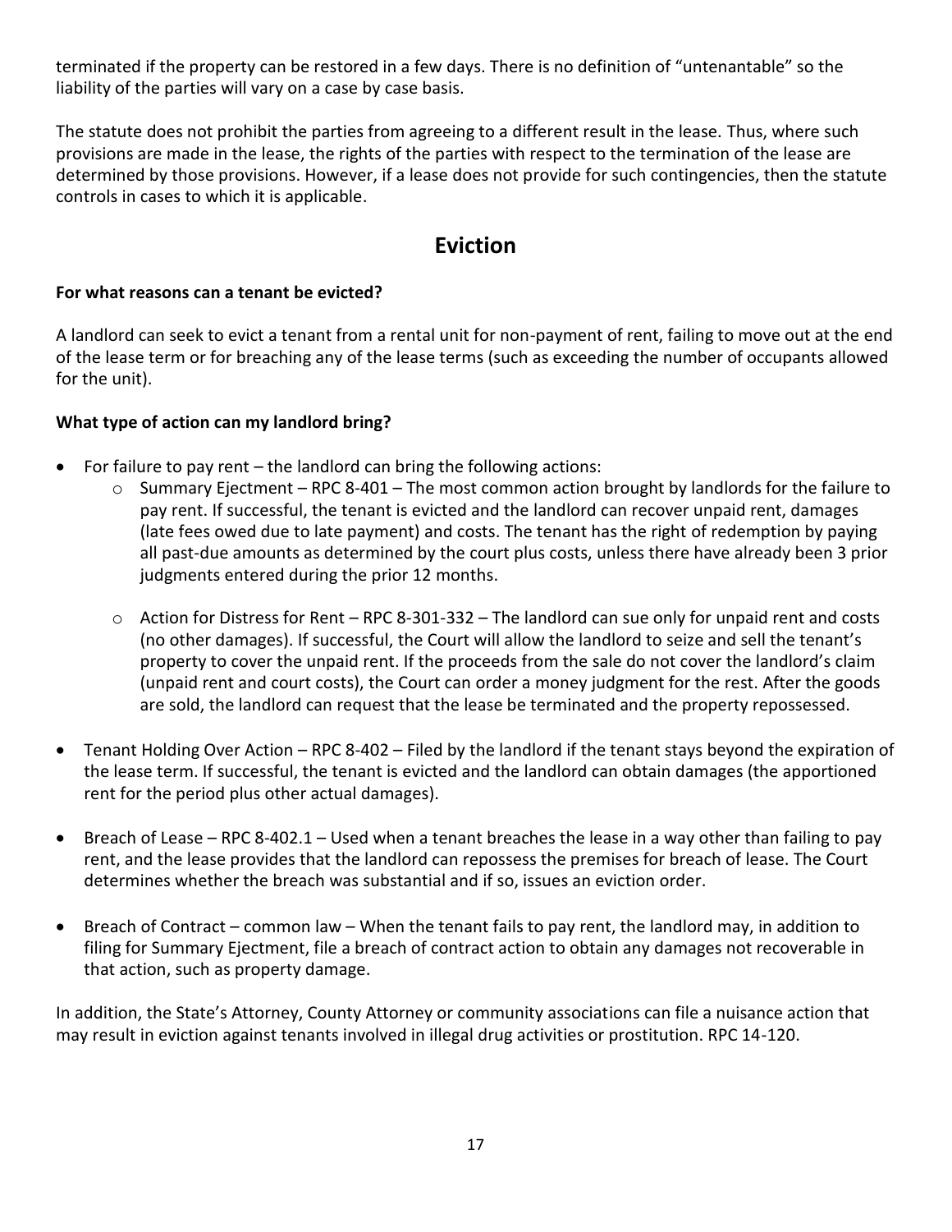terminated if the property can be restored in a few days. There is no definition of "untenantable" so the liability of the parties will vary on a case by case basis.

The statute does not prohibit the parties from agreeing to a different result in the lease. Thus, where such provisions are made in the lease, the rights of the parties with respect to the termination of the lease are determined by those provisions. However, if a lease does not provide for such contingencies, then the statute controls in cases to which it is applicable.

## Eviction

**For what reasons can a tenant be evicted?**

A landlord can seek to evict a tenant from a rental unit for non-payment of rent, failing to move out at the end of the lease term or for breaching any of the lease terms (such as exceeding the number of occupants allowed for the unit).

**What type of action can my landlord bring?**

- For failure to pay rent – the landlord can bring the following actions:
  - Summary Ejectment – RPC 8-401 – The most common action brought by landlords for the failure to pay rent. If successful, the tenant is evicted and the landlord can recover unpaid rent, damages (late fees owed due to late payment) and costs. The tenant has the right of redemption by paying all past-due amounts as determined by the court plus costs, unless there have already been 3 prior judgments entered during the prior 12 months.
  - Action for Distress for Rent – RPC 8-301-332 – The landlord can sue only for unpaid rent and costs (no other damages). If successful, the Court will allow the landlord to seize and sell the tenant's property to cover the unpaid rent. If the proceeds from the sale do not cover the landlord's claim (unpaid rent and court costs), the Court can order a money judgment for the rest. After the goods are sold, the landlord can request that the lease be terminated and the property repossessed.
- Tenant Holding Over Action – RPC 8-402 – Filed by the landlord if the tenant stays beyond the expiration of the lease term. If successful, the tenant is evicted and the landlord can obtain damages (the apportioned rent for the period plus other actual damages).
- Breach of Lease – RPC 8-402.1 – Used when a tenant breaches the lease in a way other than failing to pay rent, and the lease provides that the landlord can repossess the premises for breach of lease. The Court determines whether the breach was substantial and if so, issues an eviction order.
- Breach of Contract – common law – When the tenant fails to pay rent, the landlord may, in addition to filing for Summary Ejectment, file a breach of contract action to obtain any damages not recoverable in that action, such as property damage.

In addition, the State's Attorney, County Attorney or community associations can file a nuisance action that may result in eviction against tenants involved in illegal drug activities or prostitution. RPC 14-120.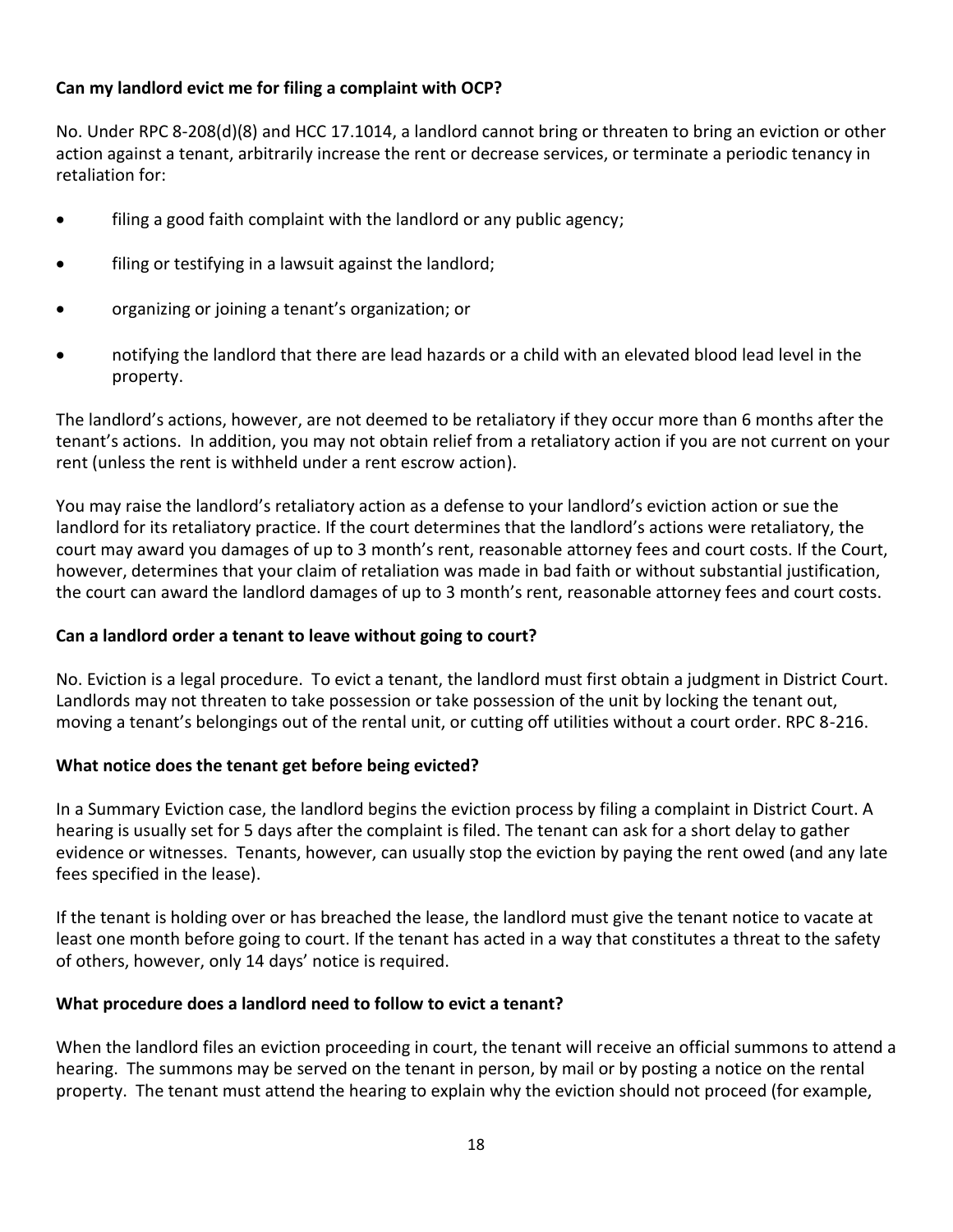**Can my landlord evict me for filing a complaint with OCP?**

No. Under RPC 8-208(d)(8) and HCC 17.1014, a landlord cannot bring or threaten to bring an eviction or other action against a tenant, arbitrarily increase the rent or decrease services, or terminate a periodic tenancy in retaliation for:

- filing a good faith complaint with the landlord or any public agency;
- filing or testifying in a lawsuit against the landlord;
- organizing or joining a tenant's organization; or
- notifying the landlord that there are lead hazards or a child with an elevated blood lead level in the property.

The landlord's actions, however, are not deemed to be retaliatory if they occur more than 6 months after the tenant's actions. In addition, you may not obtain relief from a retaliatory action if you are not current on your rent (unless the rent is withheld under a rent escrow action).

You may raise the landlord's retaliatory action as a defense to your landlord's eviction action or sue the landlord for its retaliatory practice. If the court determines that the landlord's actions were retaliatory, the court may award you damages of up to 3 month's rent, reasonable attorney fees and court costs. If the Court, however, determines that your claim of retaliation was made in bad faith or without substantial justification, the court can award the landlord damages of up to 3 month's rent, reasonable attorney fees and court costs.

**Can a landlord order a tenant to leave without going to court?**

No. Eviction is a legal procedure. To evict a tenant, the landlord must first obtain a judgment in District Court. Landlords may not threaten to take possession or take possession of the unit by locking the tenant out, moving a tenant's belongings out of the rental unit, or cutting off utilities without a court order. RPC 8-216.

**What notice does the tenant get before being evicted?**

In a Summary Eviction case, the landlord begins the eviction process by filing a complaint in District Court. A hearing is usually set for 5 days after the complaint is filed. The tenant can ask for a short delay to gather evidence or witnesses. Tenants, however, can usually stop the eviction by paying the rent owed (and any late fees specified in the lease).

If the tenant is holding over or has breached the lease, the landlord must give the tenant notice to vacate at least one month before going to court. If the tenant has acted in a way that constitutes a threat to the safety of others, however, only 14 days' notice is required.

**What procedure does a landlord need to follow to evict a tenant?**

When the landlord files an eviction proceeding in court, the tenant will receive an official summons to attend a hearing. The summons may be served on the tenant in person, by mail or by posting a notice on the rental property. The tenant must attend the hearing to explain why the eviction should not proceed (for example,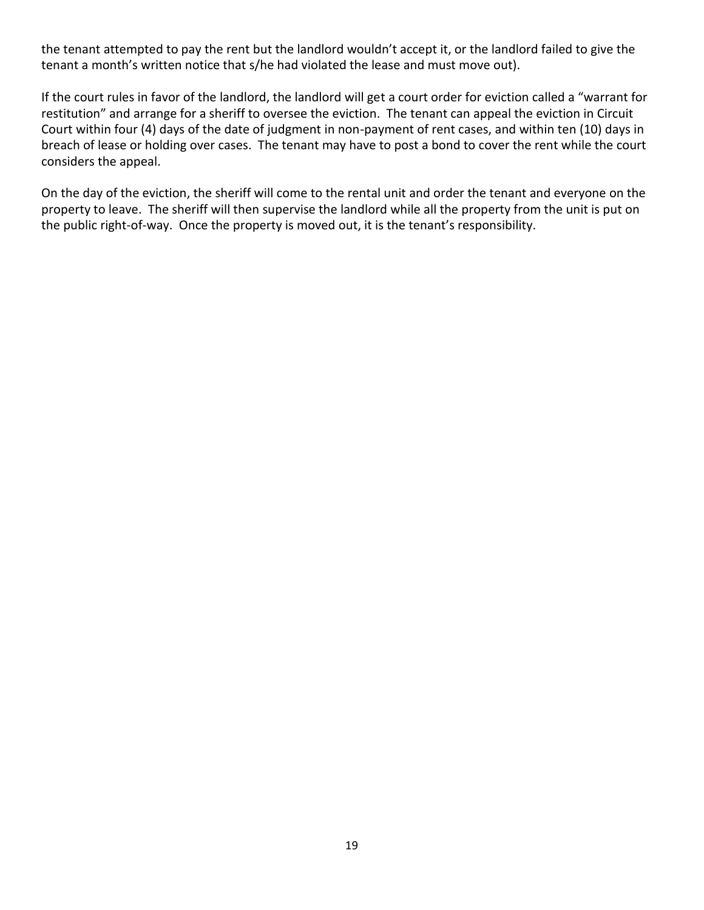the tenant attempted to pay the rent but the landlord wouldn't accept it, or the landlord failed to give the tenant a month's written notice that s/he had violated the lease and must move out).

If the court rules in favor of the landlord, the landlord will get a court order for eviction called a "warrant for restitution" and arrange for a sheriff to oversee the eviction. The tenant can appeal the eviction in Circuit Court within four (4) days of the date of judgment in non-payment of rent cases, and within ten (10) days in breach of lease or holding over cases. The tenant may have to post a bond to cover the rent while the court considers the appeal.

On the day of the eviction, the sheriff will come to the rental unit and order the tenant and everyone on the property to leave. The sheriff will then supervise the landlord while all the property from the unit is put on the public right-of-way. Once the property is moved out, it is the tenant's responsibility.